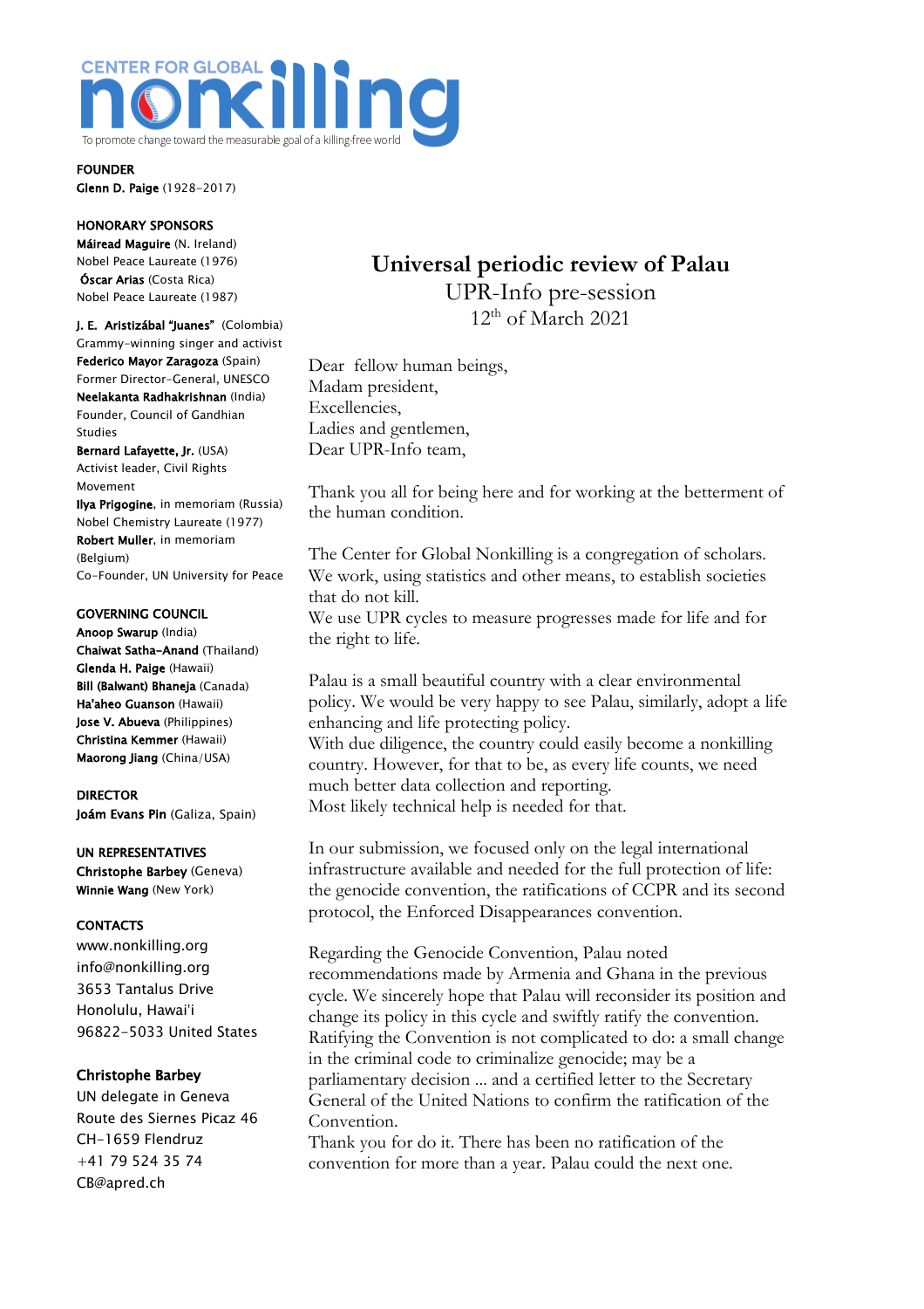CENTER FOR GLOBAL **nonkilling**

To promote change toward the measurable goal of a killing-free world

**FOUNDER**
**Glenn D. Paige** (1928-2017)

**HONORARY SPONSORS**
**Máiread Maguire** (N. Ireland)
Nobel Peace Laureate (1976)
**Óscar Arias** (Costa Rica)
Nobel Peace Laureate (1987)

**J. E. Aristizábal "Juanes"** (Colombia)
Grammy-winning singer and activist
**Federico Mayor Zaragoza** (Spain)
Former Director-General, UNESCO
**Neelakanta Radhakrishnan** (India)
Founder, Council of Gandhian Studies
**Bernard Lafayette, Jr.** (USA)
Activist leader, Civil Rights Movement
**Ilya Prigogine**, in memoriam (Russia)
Nobel Chemistry Laureate (1977)
**Robert Muller**, in memoriam (Belgium)
Co-Founder, UN University for Peace

**GOVERNING COUNCIL**
**Anoop Swarup** (India)
**Chaiwat Satha-Anand** (Thailand)
**Glenda H. Paige** (Hawaii)
**Bill (Balwant) Bhaneja** (Canada)
**Ha'aheo Guanson** (Hawaii)
**Jose V. Abueva** (Philippines)
**Christina Kemmer** (Hawaii)
**Maorong Jiang** (China/USA)

**DIRECTOR**
**Joám Evans Pim** (Galiza, Spain)

**UN REPRESENTATIVES**
**Christophe Barbey** (Geneva)
**Winnie Wang** (New York)

**CONTACTS**
www.nonkilling.org
info@nonkilling.org
3653 Tantalus Drive
Honolulu, Hawai'i
96822-5033 United States

**Christophe Barbey**
UN delegate in Geneva
Route des Siernes Picaz 46
CH-1659 Flendruz
+41 79 524 35 74
CB@apred.ch

# Universal periodic review of Palau

## UPR-Info pre-session

12th of March 2021

Dear fellow human beings,
Madam president,
Excellencies,
Ladies and gentlemen,
Dear UPR-Info team,

Thank you all for being here and for working at the betterment of the human condition.

The Center for Global Nonkilling is a congregation of scholars. We work, using statistics and other means, to establish societies that do not kill.
We use UPR cycles to measure progresses made for life and for the right to life.

Palau is a small beautiful country with a clear environmental policy. We would be very happy to see Palau, similarly, adopt a life enhancing and life protecting policy.
With due diligence, the country could easily become a nonkilling country. However, for that to be, as every life counts, we need much better data collection and reporting.
Most likely technical help is needed for that.

In our submission, we focused only on the legal international infrastructure available and needed for the full protection of life: the genocide convention, the ratifications of CCPR and its second protocol, the Enforced Disappearances convention.

Regarding the Genocide Convention, Palau noted recommendations made by Armenia and Ghana in the previous cycle. We sincerely hope that Palau will reconsider its position and change its policy in this cycle and swiftly ratify the convention. Ratifying the Convention is not complicated to do: a small change in the criminal code to criminalize genocide; may be a parliamentary decision ... and a certified letter to the Secretary General of the United Nations to confirm the ratification of the Convention.
Thank you for do it. There has been no ratification of the convention for more than a year. Palau could the next one.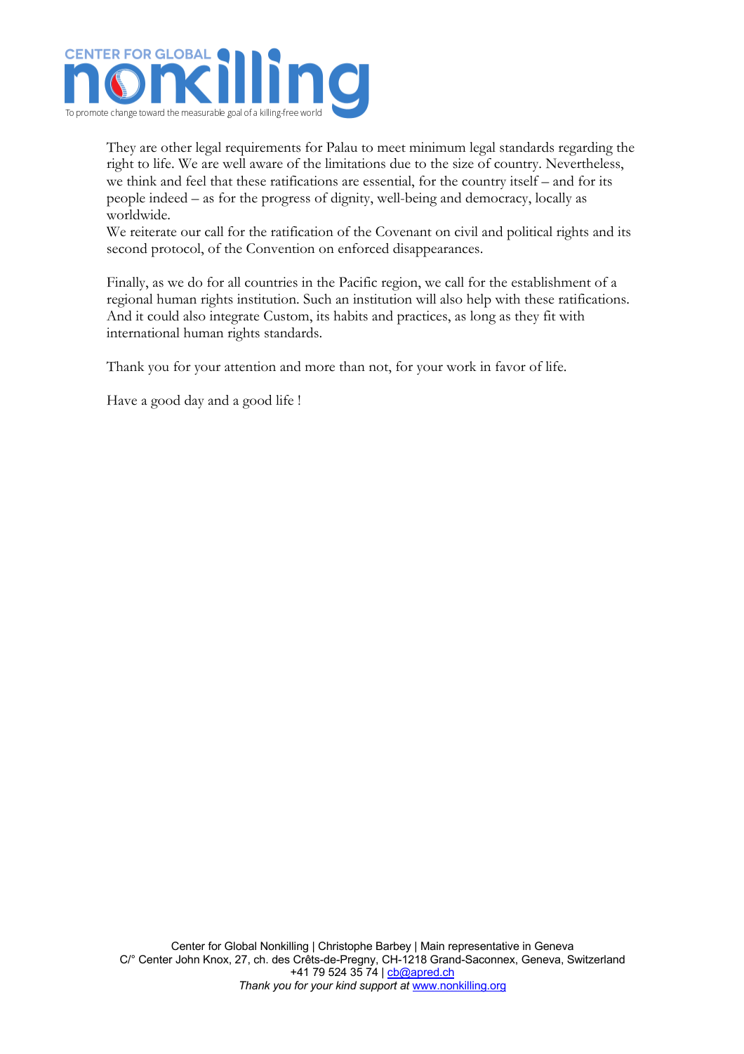They are other legal requirements for Palau to meet minimum legal standards regarding the right to life. We are well aware of the limitations due to the size of country. Nevertheless, we think and feel that these ratifications are essential, for the country itself – and for its people indeed – as for the progress of dignity, well-being and democracy, locally as worldwide.
We reiterate our call for the ratification of the Covenant on civil and political rights and its second protocol, of the Convention on enforced disappearances.

Finally, as we do for all countries in the Pacific region, we call for the establishment of a regional human rights institution. Such an institution will also help with these ratifications. And it could also integrate Custom, its habits and practices, as long as they fit with international human rights standards.

Thank you for your attention and more than not, for your work in favor of life.

Have a good day and a good life !

Center for Global Nonkilling | Christophe Barbey | Main representative in Geneva
C/° Center John Knox, 27, ch. des Crêts-de-Pregny, CH-1218 Grand-Saconnex, Geneva, Switzerland
+41 79 524 35 74 | cb@apred.ch
*Thank you for your kind support at* www.nonkilling.org